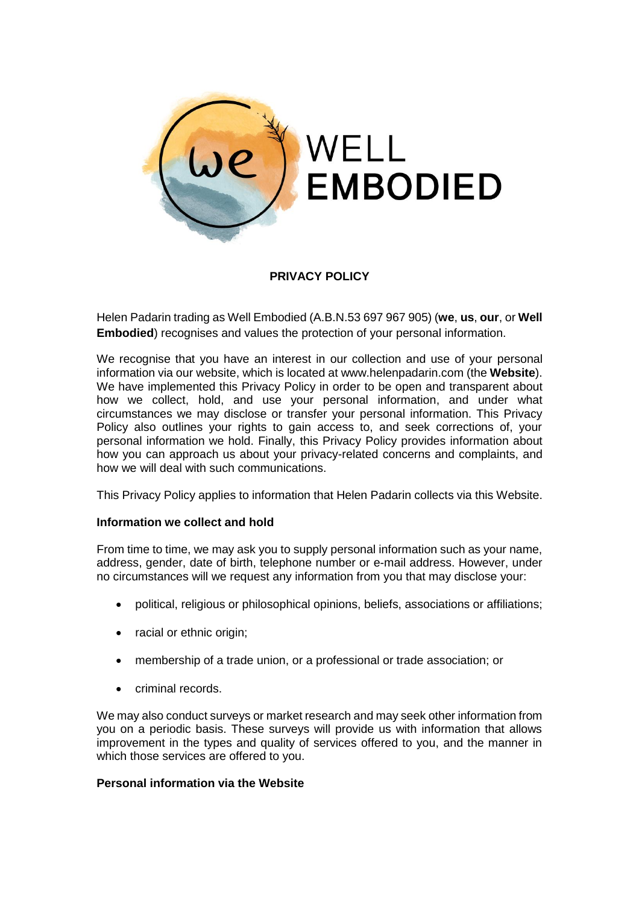WELL
EMBODIED

# PRIVACY POLICY

Helen Padarin trading as Well Embodied (A.B.N.53 697 967 905) (**we**, **us**, **our**, or **Well Embodied**) recognises and values the protection of your personal information.

We recognise that you have an interest in our collection and use of your personal information via our website, which is located at www.helenpadarin.com (the **Website**). We have implemented this Privacy Policy in order to be open and transparent about how we collect, hold, and use your personal information, and under what circumstances we may disclose or transfer your personal information. This Privacy Policy also outlines your rights to gain access to, and seek corrections of, your personal information we hold. Finally, this Privacy Policy provides information about how you can approach us about your privacy-related concerns and complaints, and how we will deal with such communications.

This Privacy Policy applies to information that Helen Padarin collects via this Website.

## Information we collect and hold

From time to time, we may ask you to supply personal information such as your name, address, gender, date of birth, telephone number or e-mail address. However, under no circumstances will we request any information from you that may disclose your:

- political, religious or philosophical opinions, beliefs, associations or affiliations;
- racial or ethnic origin;
- membership of a trade union, or a professional or trade association; or
- criminal records.

We may also conduct surveys or market research and may seek other information from you on a periodic basis. These surveys will provide us with information that allows improvement in the types and quality of services offered to you, and the manner in which those services are offered to you.

## Personal information via the Website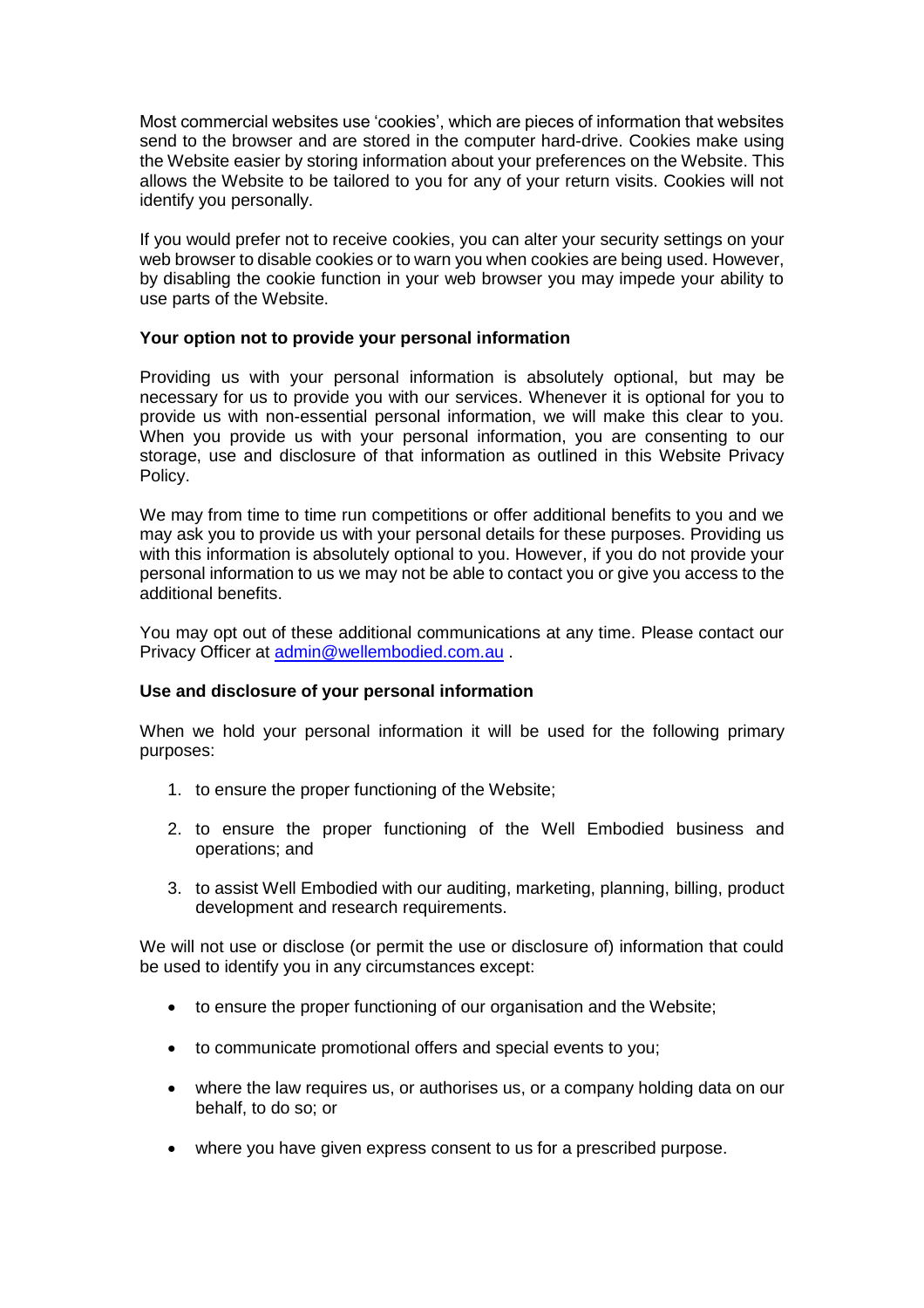Most commercial websites use 'cookies', which are pieces of information that websites send to the browser and are stored in the computer hard-drive. Cookies make using the Website easier by storing information about your preferences on the Website. This allows the Website to be tailored to you for any of your return visits. Cookies will not identify you personally.

If you would prefer not to receive cookies, you can alter your security settings on your web browser to disable cookies or to warn you when cookies are being used. However, by disabling the cookie function in your web browser you may impede your ability to use parts of the Website.

**Your option not to provide your personal information**

Providing us with your personal information is absolutely optional, but may be necessary for us to provide you with our services. Whenever it is optional for you to provide us with non-essential personal information, we will make this clear to you. When you provide us with your personal information, you are consenting to our storage, use and disclosure of that information as outlined in this Website Privacy Policy.

We may from time to time run competitions or offer additional benefits to you and we may ask you to provide us with your personal details for these purposes. Providing us with this information is absolutely optional to you. However, if you do not provide your personal information to us we may not be able to contact you or give you access to the additional benefits.

You may opt out of these additional communications at any time. Please contact our Privacy Officer at [admin@wellembodied.com.au](mailto:admin@wellembodied.com.au) .

**Use and disclosure of your personal information**

When we hold your personal information it will be used for the following primary purposes:

1. to ensure the proper functioning of the Website;
2. to ensure the proper functioning of the Well Embodied business and operations; and
3. to assist Well Embodied with our auditing, marketing, planning, billing, product development and research requirements.

We will not use or disclose (or permit the use or disclosure of) information that could be used to identify you in any circumstances except:

- to ensure the proper functioning of our organisation and the Website;
- to communicate promotional offers and special events to you;
- where the law requires us, or authorises us, or a company holding data on our behalf, to do so; or
- where you have given express consent to us for a prescribed purpose.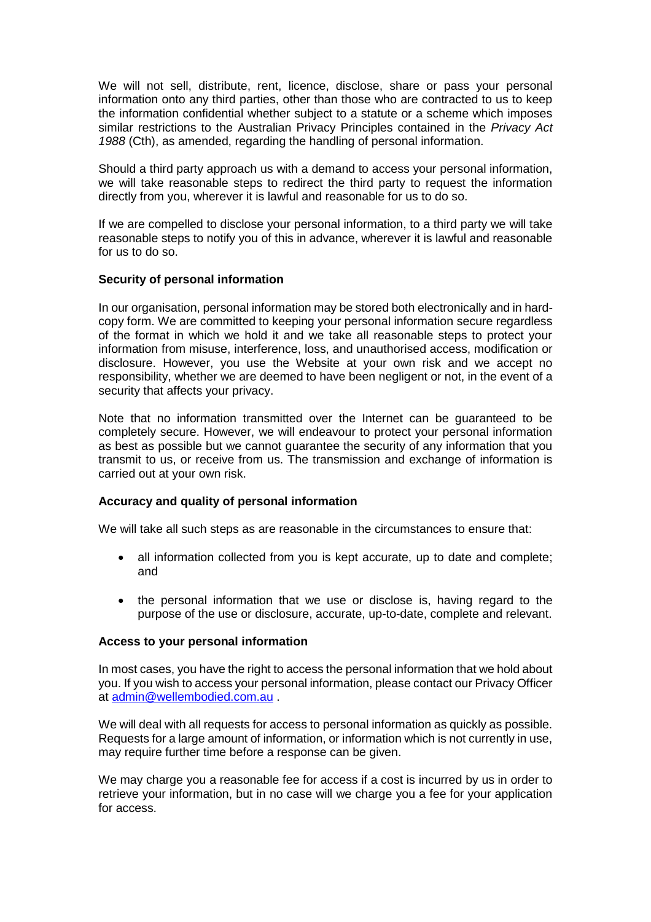We will not sell, distribute, rent, licence, disclose, share or pass your personal information onto any third parties, other than those who are contracted to us to keep the information confidential whether subject to a statute or a scheme which imposes similar restrictions to the Australian Privacy Principles contained in the *Privacy Act 1988* (Cth), as amended, regarding the handling of personal information.

Should a third party approach us with a demand to access your personal information, we will take reasonable steps to redirect the third party to request the information directly from you, wherever it is lawful and reasonable for us to do so.

If we are compelled to disclose your personal information, to a third party we will take reasonable steps to notify you of this in advance, wherever it is lawful and reasonable for us to do so.

**Security of personal information**

In our organisation, personal information may be stored both electronically and in hard-copy form. We are committed to keeping your personal information secure regardless of the format in which we hold it and we take all reasonable steps to protect your information from misuse, interference, loss, and unauthorised access, modification or disclosure. However, you use the Website at your own risk and we accept no responsibility, whether we are deemed to have been negligent or not, in the event of a security that affects your privacy.

Note that no information transmitted over the Internet can be guaranteed to be completely secure. However, we will endeavour to protect your personal information as best as possible but we cannot guarantee the security of any information that you transmit to us, or receive from us. The transmission and exchange of information is carried out at your own risk.

**Accuracy and quality of personal information**

We will take all such steps as are reasonable in the circumstances to ensure that:

- all information collected from you is kept accurate, up to date and complete; and
- the personal information that we use or disclose is, having regard to the purpose of the use or disclosure, accurate, up-to-date, complete and relevant.

**Access to your personal information**

In most cases, you have the right to access the personal information that we hold about you. If you wish to access your personal information, please contact our Privacy Officer at [admin@wellembodied.com.au](mailto:admin@wellembodied.com.au) .

We will deal with all requests for access to personal information as quickly as possible. Requests for a large amount of information, or information which is not currently in use, may require further time before a response can be given.

We may charge you a reasonable fee for access if a cost is incurred by us in order to retrieve your information, but in no case will we charge you a fee for your application for access.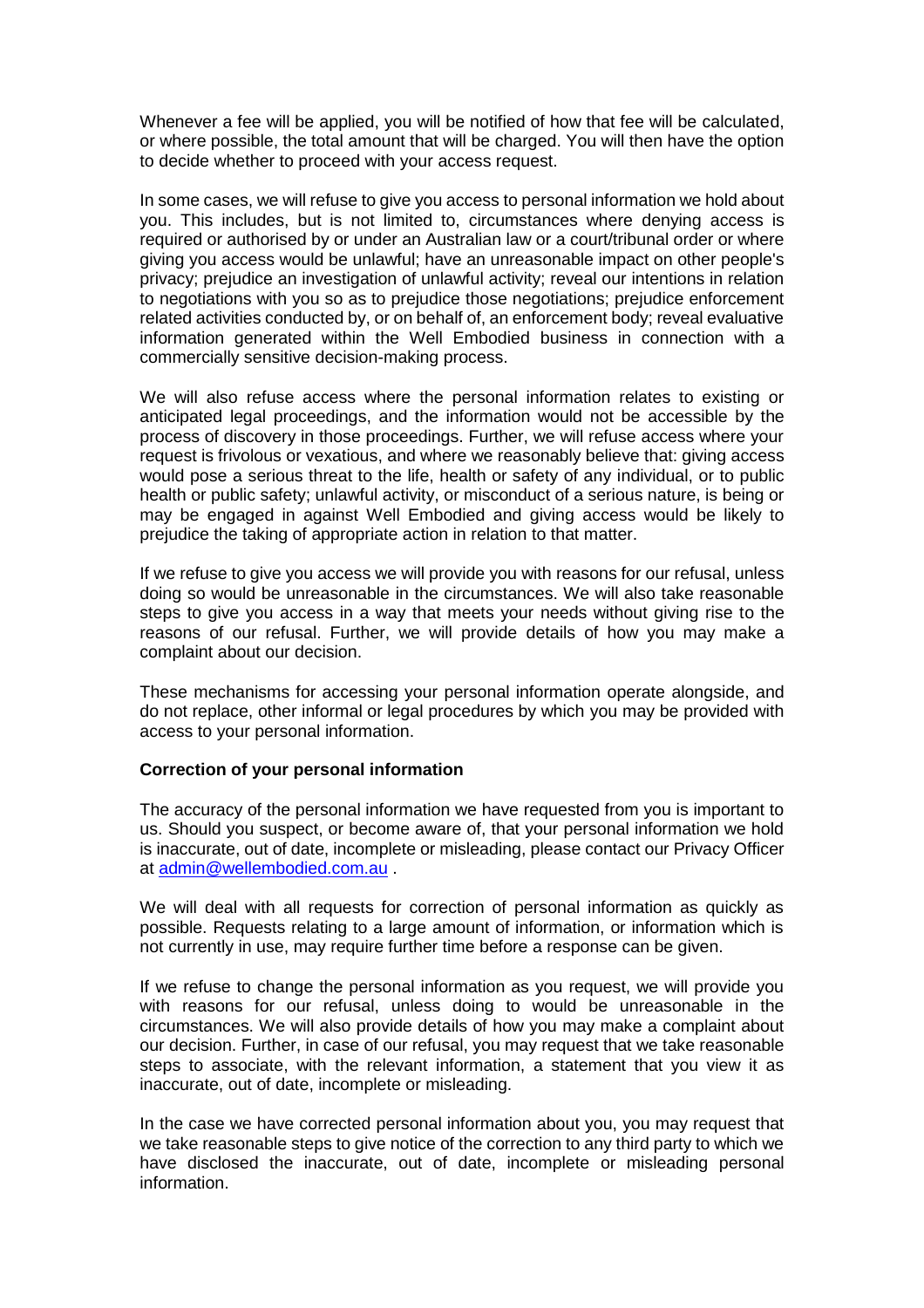Whenever a fee will be applied, you will be notified of how that fee will be calculated, or where possible, the total amount that will be charged. You will then have the option to decide whether to proceed with your access request.

In some cases, we will refuse to give you access to personal information we hold about you. This includes, but is not limited to, circumstances where denying access is required or authorised by or under an Australian law or a court/tribunal order or where giving you access would be unlawful; have an unreasonable impact on other people's privacy; prejudice an investigation of unlawful activity; reveal our intentions in relation to negotiations with you so as to prejudice those negotiations; prejudice enforcement related activities conducted by, or on behalf of, an enforcement body; reveal evaluative information generated within the Well Embodied business in connection with a commercially sensitive decision-making process.

We will also refuse access where the personal information relates to existing or anticipated legal proceedings, and the information would not be accessible by the process of discovery in those proceedings. Further, we will refuse access where your request is frivolous or vexatious, and where we reasonably believe that: giving access would pose a serious threat to the life, health or safety of any individual, or to public health or public safety; unlawful activity, or misconduct of a serious nature, is being or may be engaged in against Well Embodied and giving access would be likely to prejudice the taking of appropriate action in relation to that matter.

If we refuse to give you access we will provide you with reasons for our refusal, unless doing so would be unreasonable in the circumstances. We will also take reasonable steps to give you access in a way that meets your needs without giving rise to the reasons of our refusal. Further, we will provide details of how you may make a complaint about our decision.

These mechanisms for accessing your personal information operate alongside, and do not replace, other informal or legal procedures by which you may be provided with access to your personal information.

**Correction of your personal information**

The accuracy of the personal information we have requested from you is important to us. Should you suspect, or become aware of, that your personal information we hold is inaccurate, out of date, incomplete or misleading, please contact our Privacy Officer at [admin@wellembodied.com.au](mailto:admin@wellembodied.com.au) .

We will deal with all requests for correction of personal information as quickly as possible. Requests relating to a large amount of information, or information which is not currently in use, may require further time before a response can be given.

If we refuse to change the personal information as you request, we will provide you with reasons for our refusal, unless doing to would be unreasonable in the circumstances. We will also provide details of how you may make a complaint about our decision. Further, in case of our refusal, you may request that we take reasonable steps to associate, with the relevant information, a statement that you view it as inaccurate, out of date, incomplete or misleading.

In the case we have corrected personal information about you, you may request that we take reasonable steps to give notice of the correction to any third party to which we have disclosed the inaccurate, out of date, incomplete or misleading personal information.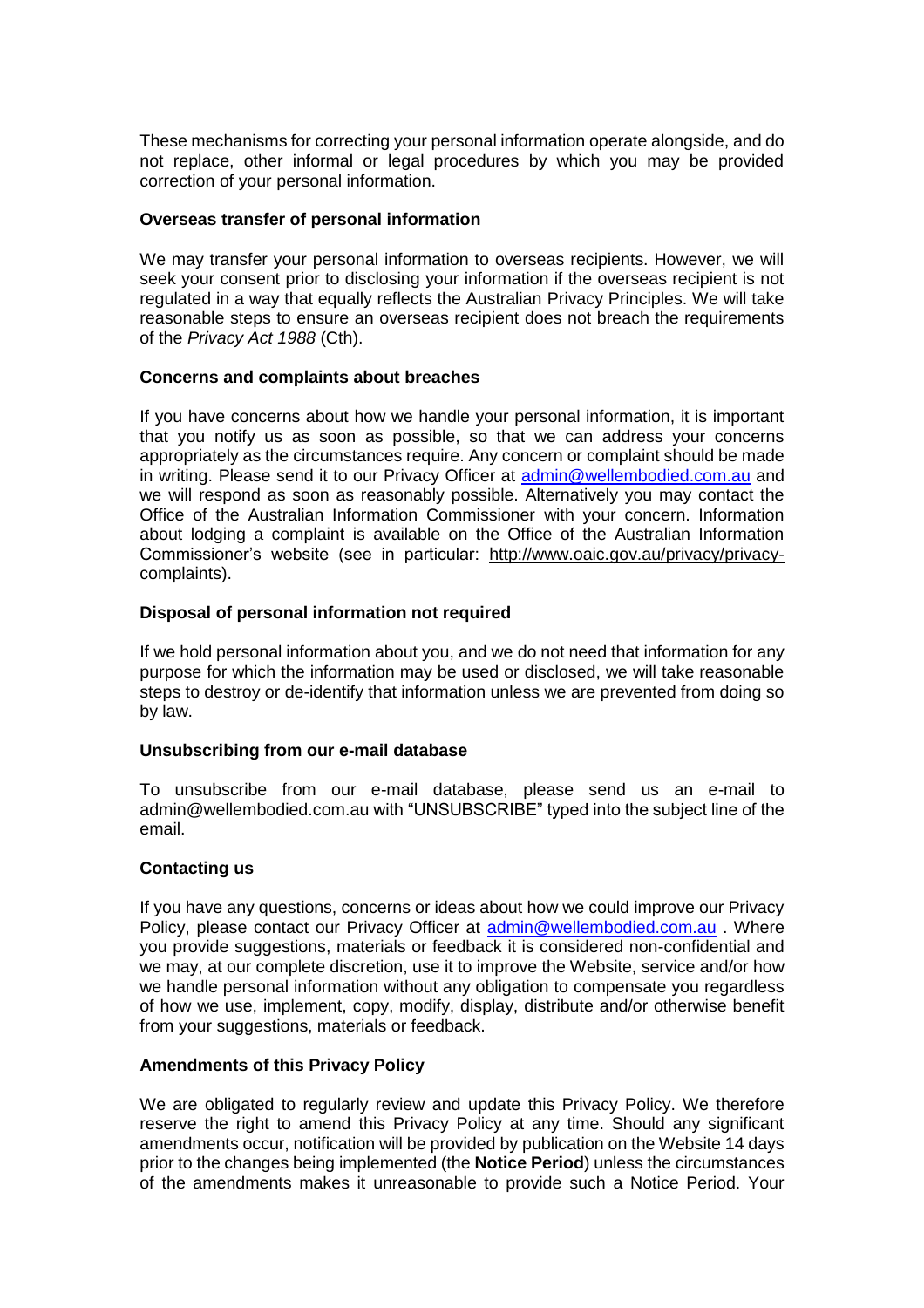These mechanisms for correcting your personal information operate alongside, and do not replace, other informal or legal procedures by which you may be provided correction of your personal information.

**Overseas transfer of personal information**

We may transfer your personal information to overseas recipients. However, we will seek your consent prior to disclosing your information if the overseas recipient is not regulated in a way that equally reflects the Australian Privacy Principles. We will take reasonable steps to ensure an overseas recipient does not breach the requirements of the *Privacy Act 1988* (Cth).

**Concerns and complaints about breaches**

If you have concerns about how we handle your personal information, it is important that you notify us as soon as possible, so that we can address your concerns appropriately as the circumstances require. Any concern or complaint should be made in writing. Please send it to our Privacy Officer at [admin@wellembodied.com.au](mailto:admin@wellembodied.com.au) and we will respond as soon as reasonably possible. Alternatively you may contact the Office of the Australian Information Commissioner with your concern. Information about lodging a complaint is available on the Office of the Australian Information Commissioner's website (see in particular: [http://www.oaic.gov.au/privacy/privacy-complaints](http://www.oaic.gov.au/privacy/privacy-complaints)).

**Disposal of personal information not required**

If we hold personal information about you, and we do not need that information for any purpose for which the information may be used or disclosed, we will take reasonable steps to destroy or de-identify that information unless we are prevented from doing so by law.

**Unsubscribing from our e-mail database**

To unsubscribe from our e-mail database, please send us an e-mail to admin@wellembodied.com.au with "UNSUBSCRIBE" typed into the subject line of the email.

**Contacting us**

If you have any questions, concerns or ideas about how we could improve our Privacy Policy, please contact our Privacy Officer at [admin@wellembodied.com.au](mailto:admin@wellembodied.com.au) . Where you provide suggestions, materials or feedback it is considered non-confidential and we may, at our complete discretion, use it to improve the Website, service and/or how we handle personal information without any obligation to compensate you regardless of how we use, implement, copy, modify, display, distribute and/or otherwise benefit from your suggestions, materials or feedback.

**Amendments of this Privacy Policy**

We are obligated to regularly review and update this Privacy Policy. We therefore reserve the right to amend this Privacy Policy at any time. Should any significant amendments occur, notification will be provided by publication on the Website 14 days prior to the changes being implemented (the **Notice Period**) unless the circumstances of the amendments makes it unreasonable to provide such a Notice Period. Your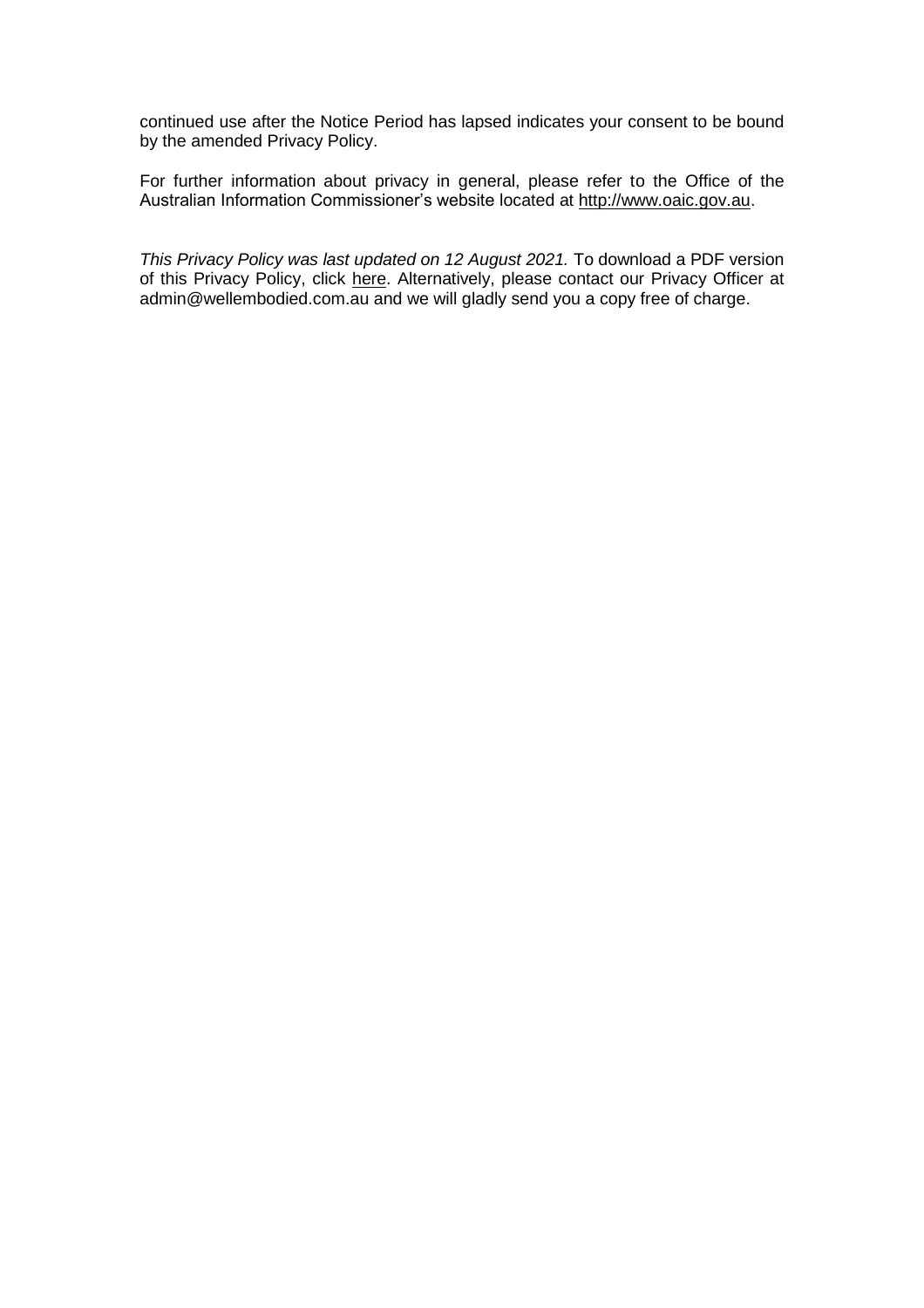continued use after the Notice Period has lapsed indicates your consent to be bound by the amended Privacy Policy.

For further information about privacy in general, please refer to the Office of the Australian Information Commissioner's website located at http://www.oaic.gov.au.

*This Privacy Policy was last updated on 12 August 2021.* To download a PDF version of this Privacy Policy, click here. Alternatively, please contact our Privacy Officer at admin@wellembodied.com.au and we will gladly send you a copy free of charge.